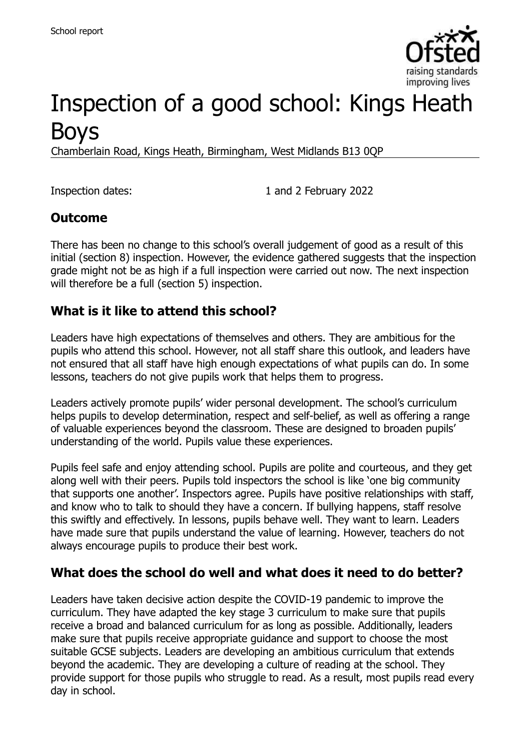School report

# Inspection of a good school: Kings Heath Boys

Chamberlain Road, Kings Heath, Birmingham, West Midlands B13 0QP

Inspection dates: 1 and 2 February 2022

## Outcome

There has been no change to this school's overall judgement of good as a result of this initial (section 8) inspection. However, the evidence gathered suggests that the inspection grade might not be as high if a full inspection were carried out now. The next inspection will therefore be a full (section 5) inspection.

## What is it like to attend this school?

Leaders have high expectations of themselves and others. They are ambitious for the pupils who attend this school. However, not all staff share this outlook, and leaders have not ensured that all staff have high enough expectations of what pupils can do. In some lessons, teachers do not give pupils work that helps them to progress.

Leaders actively promote pupils' wider personal development. The school's curriculum helps pupils to develop determination, respect and self-belief, as well as offering a range of valuable experiences beyond the classroom. These are designed to broaden pupils' understanding of the world. Pupils value these experiences.

Pupils feel safe and enjoy attending school. Pupils are polite and courteous, and they get along well with their peers. Pupils told inspectors the school is like 'one big community that supports one another'. Inspectors agree. Pupils have positive relationships with staff, and know who to talk to should they have a concern. If bullying happens, staff resolve this swiftly and effectively. In lessons, pupils behave well. They want to learn. Leaders have made sure that pupils understand the value of learning. However, teachers do not always encourage pupils to produce their best work.

## What does the school do well and what does it need to do better?

Leaders have taken decisive action despite the COVID-19 pandemic to improve the curriculum. They have adapted the key stage 3 curriculum to make sure that pupils receive a broad and balanced curriculum for as long as possible. Additionally, leaders make sure that pupils receive appropriate guidance and support to choose the most suitable GCSE subjects. Leaders are developing an ambitious curriculum that extends beyond the academic. They are developing a culture of reading at the school. They provide support for those pupils who struggle to read. As a result, most pupils read every day in school.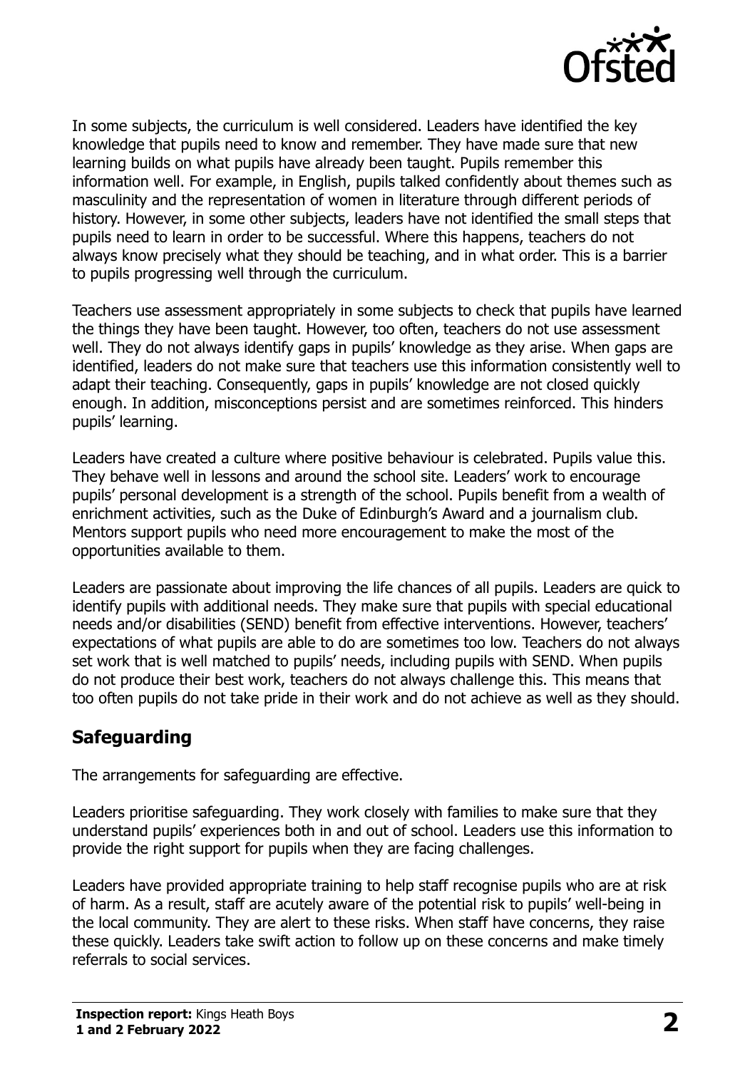In some subjects, the curriculum is well considered. Leaders have identified the key knowledge that pupils need to know and remember. They have made sure that new learning builds on what pupils have already been taught. Pupils remember this information well. For example, in English, pupils talked confidently about themes such as masculinity and the representation of women in literature through different periods of history. However, in some other subjects, leaders have not identified the small steps that pupils need to learn in order to be successful. Where this happens, teachers do not always know precisely what they should be teaching, and in what order. This is a barrier to pupils progressing well through the curriculum.

Teachers use assessment appropriately in some subjects to check that pupils have learned the things they have been taught. However, too often, teachers do not use assessment well. They do not always identify gaps in pupils' knowledge as they arise. When gaps are identified, leaders do not make sure that teachers use this information consistently well to adapt their teaching. Consequently, gaps in pupils' knowledge are not closed quickly enough. In addition, misconceptions persist and are sometimes reinforced. This hinders pupils' learning.

Leaders have created a culture where positive behaviour is celebrated. Pupils value this. They behave well in lessons and around the school site. Leaders' work to encourage pupils' personal development is a strength of the school. Pupils benefit from a wealth of enrichment activities, such as the Duke of Edinburgh's Award and a journalism club. Mentors support pupils who need more encouragement to make the most of the opportunities available to them.

Leaders are passionate about improving the life chances of all pupils. Leaders are quick to identify pupils with additional needs. They make sure that pupils with special educational needs and/or disabilities (SEND) benefit from effective interventions. However, teachers' expectations of what pupils are able to do are sometimes too low. Teachers do not always set work that is well matched to pupils' needs, including pupils with SEND. When pupils do not produce their best work, teachers do not always challenge this. This means that too often pupils do not take pride in their work and do not achieve as well as they should.

## Safeguarding

The arrangements for safeguarding are effective.

Leaders prioritise safeguarding. They work closely with families to make sure that they understand pupils' experiences both in and out of school. Leaders use this information to provide the right support for pupils when they are facing challenges.

Leaders have provided appropriate training to help staff recognise pupils who are at risk of harm. As a result, staff are acutely aware of the potential risk to pupils' well-being in the local community. They are alert to these risks. When staff have concerns, they raise these quickly. Leaders take swift action to follow up on these concerns and make timely referrals to social services.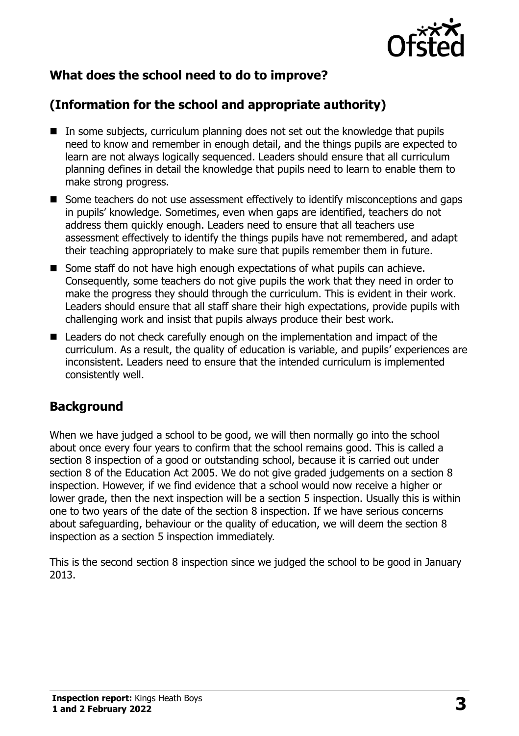## What does the school need to do to improve?

## (Information for the school and appropriate authority)

- In some subjects, curriculum planning does not set out the knowledge that pupils need to know and remember in enough detail, and the things pupils are expected to learn are not always logically sequenced. Leaders should ensure that all curriculum planning defines in detail the knowledge that pupils need to learn to enable them to make strong progress.
- Some teachers do not use assessment effectively to identify misconceptions and gaps in pupils' knowledge. Sometimes, even when gaps are identified, teachers do not address them quickly enough. Leaders need to ensure that all teachers use assessment effectively to identify the things pupils have not remembered, and adapt their teaching appropriately to make sure that pupils remember them in future.
- Some staff do not have high enough expectations of what pupils can achieve. Consequently, some teachers do not give pupils the work that they need in order to make the progress they should through the curriculum. This is evident in their work. Leaders should ensure that all staff share their high expectations, provide pupils with challenging work and insist that pupils always produce their best work.
- Leaders do not check carefully enough on the implementation and impact of the curriculum. As a result, the quality of education is variable, and pupils' experiences are inconsistent. Leaders need to ensure that the intended curriculum is implemented consistently well.

## Background

When we have judged a school to be good, we will then normally go into the school about once every four years to confirm that the school remains good. This is called a section 8 inspection of a good or outstanding school, because it is carried out under section 8 of the Education Act 2005. We do not give graded judgements on a section 8 inspection. However, if we find evidence that a school would now receive a higher or lower grade, then the next inspection will be a section 5 inspection. Usually this is within one to two years of the date of the section 8 inspection. If we have serious concerns about safeguarding, behaviour or the quality of education, we will deem the section 8 inspection as a section 5 inspection immediately.

This is the second section 8 inspection since we judged the school to be good in January 2013.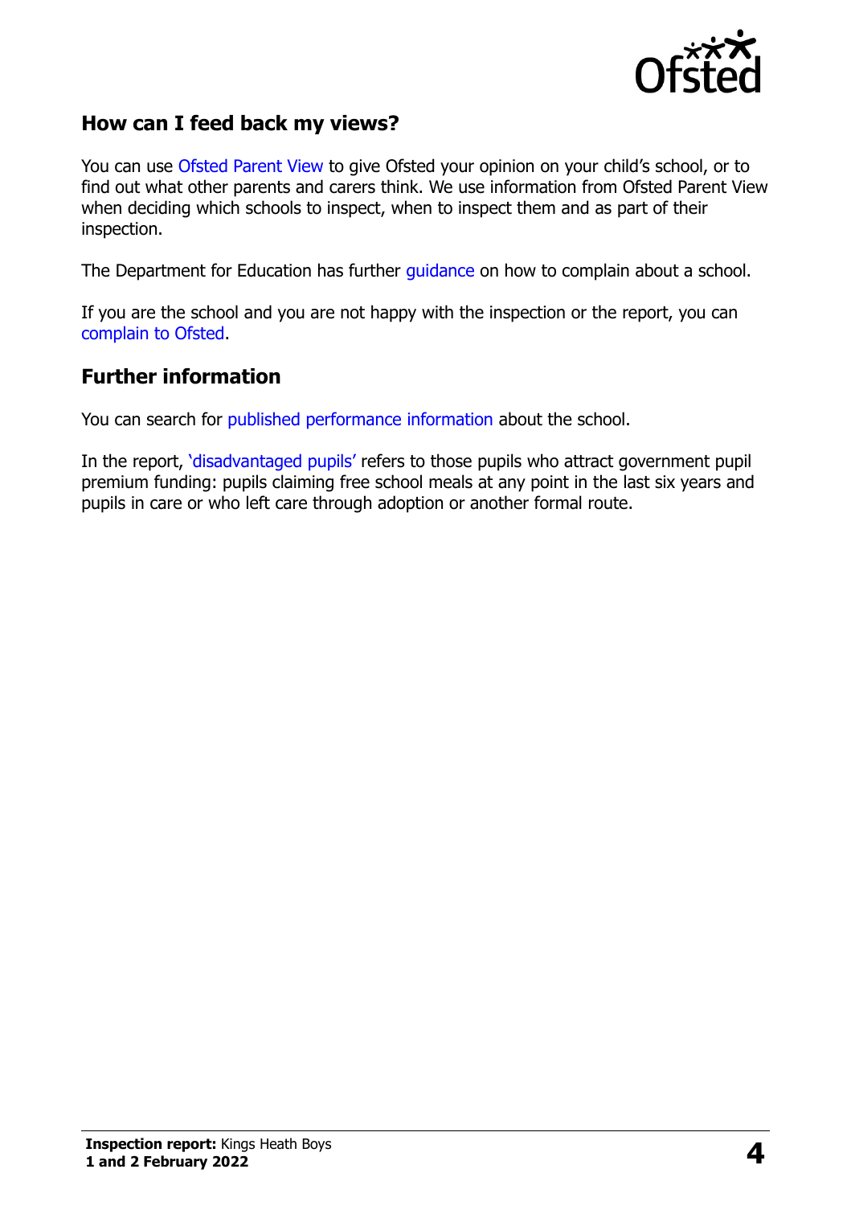## How can I feed back my views?

You can use Ofsted Parent View to give Ofsted your opinion on your child's school, or to find out what other parents and carers think. We use information from Ofsted Parent View when deciding which schools to inspect, when to inspect them and as part of their inspection.

The Department for Education has further guidance on how to complain about a school.

If you are the school and you are not happy with the inspection or the report, you can complain to Ofsted.

## Further information

You can search for published performance information about the school.

In the report, 'disadvantaged pupils' refers to those pupils who attract government pupil premium funding: pupils claiming free school meals at any point in the last six years and pupils in care or who left care through adoption or another formal route.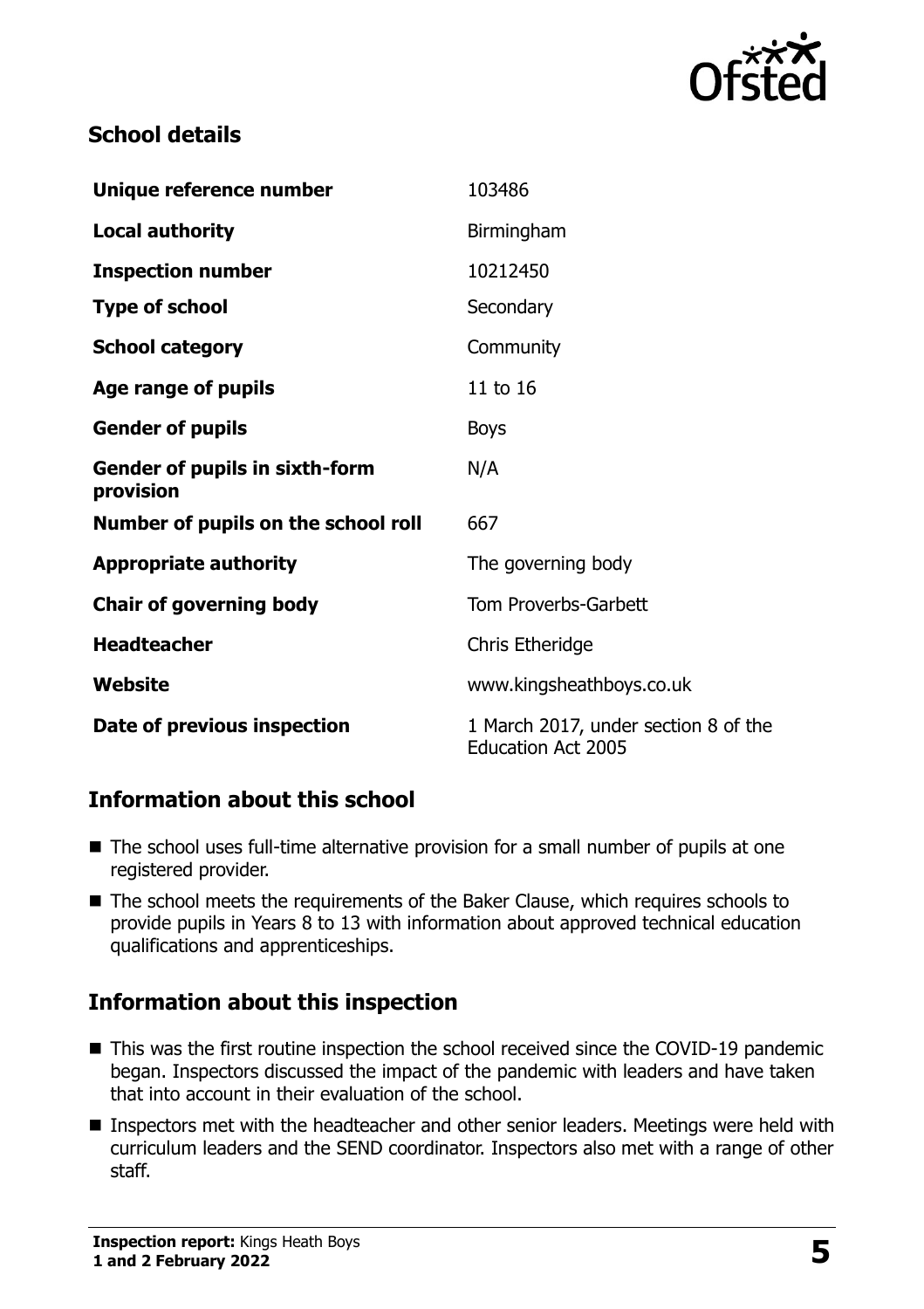## School details

| Unique reference number | 103486 |
| --- | --- |
| **Local authority** | Birmingham |
| **Inspection number** | 10212450 |
| **Type of school** | Secondary |
| **School category** | Community |
| **Age range of pupils** | 11 to 16 |
| **Gender of pupils** | Boys |
| **Gender of pupils in sixth-form provision** | N/A |
| **Number of pupils on the school roll** | 667 |
| **Appropriate authority** | The governing body |
| **Chair of governing body** | Tom Proverbs-Garbett |
| **Headteacher** | Chris Etheridge |
| **Website** | www.kingsheathboys.co.uk |
| **Date of previous inspection** | 1 March 2017, under section 8 of the Education Act 2005 |

## Information about this school

- The school uses full-time alternative provision for a small number of pupils at one registered provider.
- The school meets the requirements of the Baker Clause, which requires schools to provide pupils in Years 8 to 13 with information about approved technical education qualifications and apprenticeships.

## Information about this inspection

- This was the first routine inspection the school received since the COVID-19 pandemic began. Inspectors discussed the impact of the pandemic with leaders and have taken that into account in their evaluation of the school.
- Inspectors met with the headteacher and other senior leaders. Meetings were held with curriculum leaders and the SEND coordinator. Inspectors also met with a range of other staff.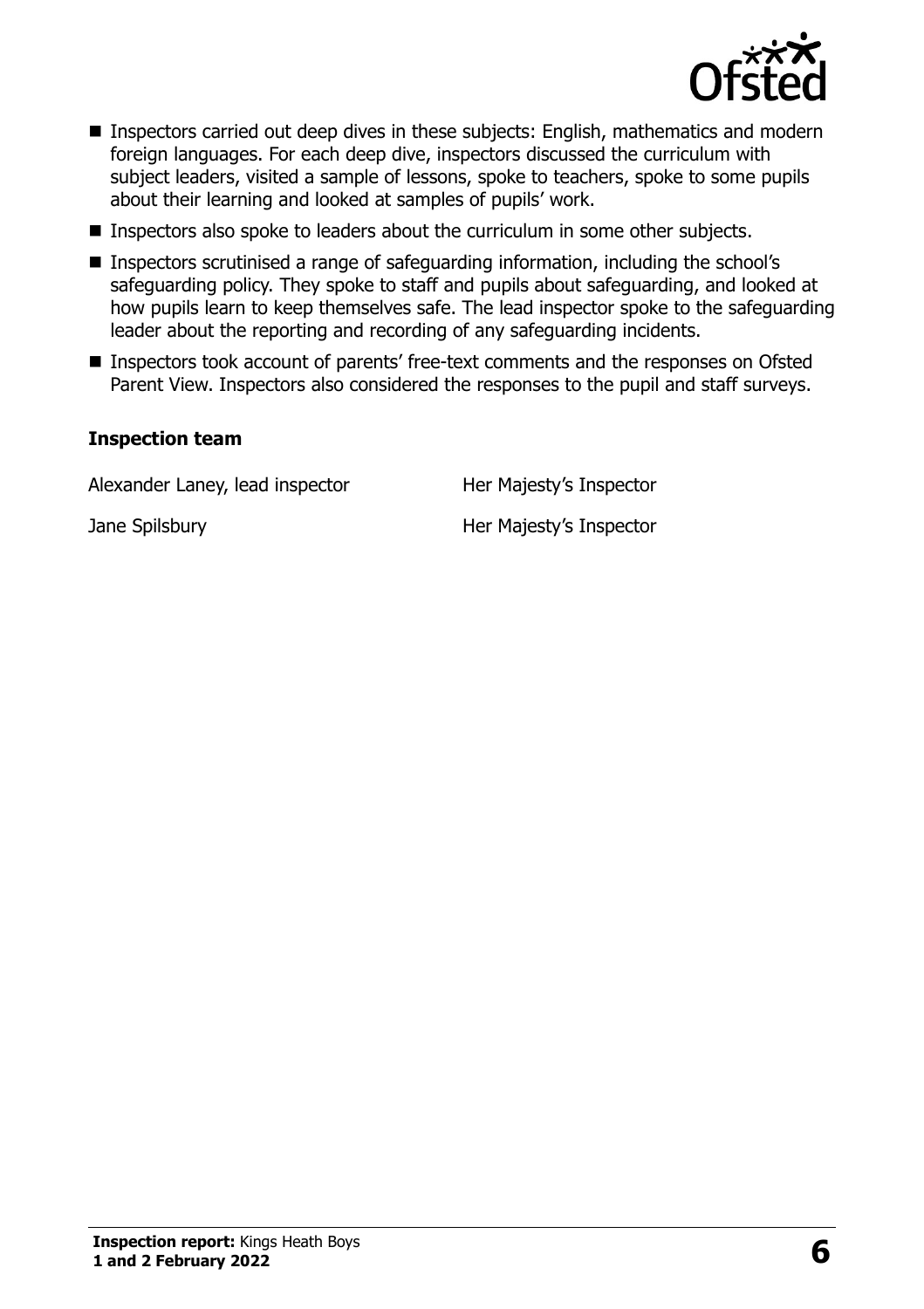- Inspectors carried out deep dives in these subjects: English, mathematics and modern foreign languages. For each deep dive, inspectors discussed the curriculum with subject leaders, visited a sample of lessons, spoke to teachers, spoke to some pupils about their learning and looked at samples of pupils' work.
- Inspectors also spoke to leaders about the curriculum in some other subjects.
- Inspectors scrutinised a range of safeguarding information, including the school's safeguarding policy. They spoke to staff and pupils about safeguarding, and looked at how pupils learn to keep themselves safe. The lead inspector spoke to the safeguarding leader about the reporting and recording of any safeguarding incidents.
- Inspectors took account of parents' free-text comments and the responses on Ofsted Parent View. Inspectors also considered the responses to the pupil and staff surveys.

### Inspection team

| | |
|---|---|
| Alexander Laney, lead inspector | Her Majesty's Inspector |
| Jane Spilsbury | Her Majesty's Inspector |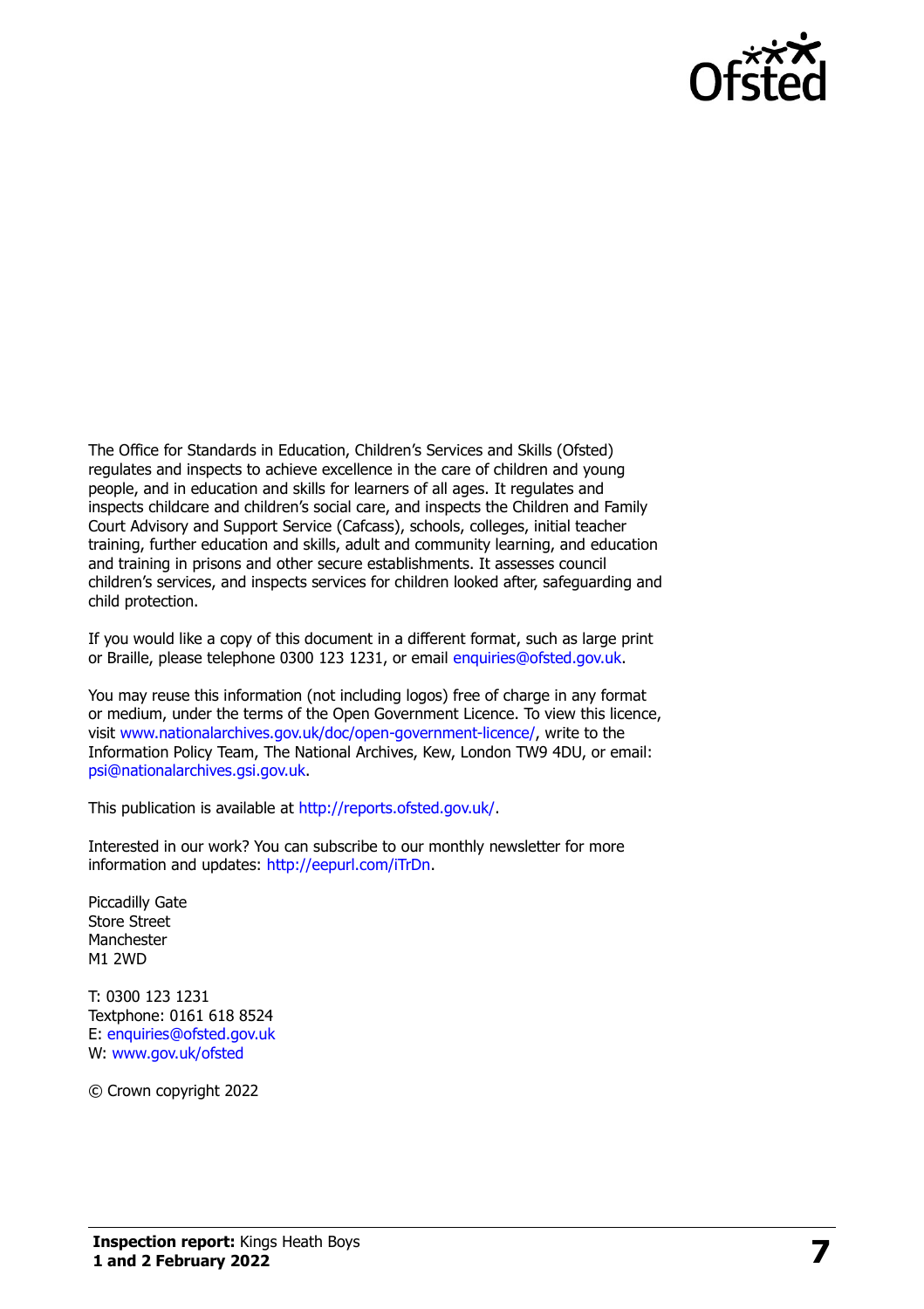The Office for Standards in Education, Children's Services and Skills (Ofsted) regulates and inspects to achieve excellence in the care of children and young people, and in education and skills for learners of all ages. It regulates and inspects childcare and children's social care, and inspects the Children and Family Court Advisory and Support Service (Cafcass), schools, colleges, initial teacher training, further education and skills, adult and community learning, and education and training in prisons and other secure establishments. It assesses council children's services, and inspects services for children looked after, safeguarding and child protection.

If you would like a copy of this document in a different format, such as large print or Braille, please telephone 0300 123 1231, or email enquiries@ofsted.gov.uk.

You may reuse this information (not including logos) free of charge in any format or medium, under the terms of the Open Government Licence. To view this licence, visit www.nationalarchives.gov.uk/doc/open-government-licence/, write to the Information Policy Team, The National Archives, Kew, London TW9 4DU, or email: psi@nationalarchives.gsi.gov.uk.

This publication is available at http://reports.ofsted.gov.uk/.

Interested in our work? You can subscribe to our monthly newsletter for more information and updates: http://eepurl.com/iTrDn.

Piccadilly Gate
Store Street
Manchester
M1 2WD

T: 0300 123 1231
Textphone: 0161 618 8524
E: enquiries@ofsted.gov.uk
W: www.gov.uk/ofsted

© Crown copyright 2022